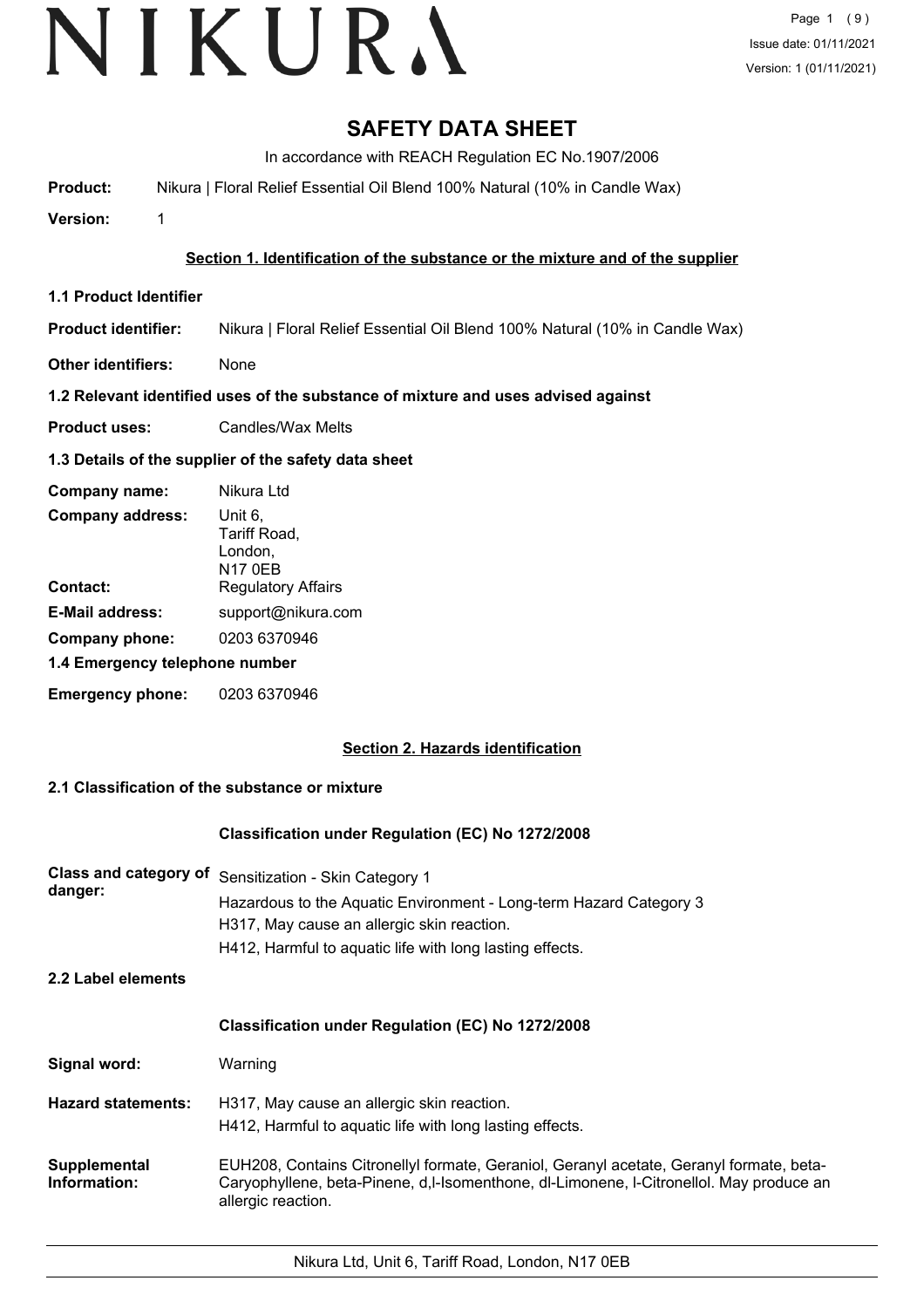# SAFETY DATA SHEET

In accordance with REACH Regulation EC No.1907/2006

**Product:** Nikura | Floral Relief Essential Oil Blend 100% Natural (10% in Candle Wax)

**Version:** 1

## Section 1. Identification of the substance or the mixture and of the supplier

### 1.1 Product Identifier

**Product identifier:** Nikura | Floral Relief Essential Oil Blend 100% Natural (10% in Candle Wax)

**Other identifiers:** None

### 1.2 Relevant identified uses of the substance of mixture and uses advised against

**Product uses:** Candles/Wax Melts

### 1.3 Details of the supplier of the safety data sheet

**Company name:** Nikura Ltd

**Company address:** Unit 6, Tariff Road, London, N17 0EB

**Contact:** Regulatory Affairs

**E-Mail address:** support@nikura.com

**Company phone:** 0203 6370946

### 1.4 Emergency telephone number

**Emergency phone:** 0203 6370946

## Section 2. Hazards identification

### 2.1 Classification of the substance or mixture

**Classification under Regulation (EC) No 1272/2008**

**Class and category of danger:** Sensitization - Skin Category 1
Hazardous to the Aquatic Environment - Long-term Hazard Category 3
H317, May cause an allergic skin reaction.
H412, Harmful to aquatic life with long lasting effects.

### 2.2 Label elements

**Classification under Regulation (EC) No 1272/2008**

**Signal word:** Warning

**Hazard statements:** H317, May cause an allergic skin reaction.
H412, Harmful to aquatic life with long lasting effects.

**Supplemental Information:** EUH208, Contains Citronellyl formate, Geraniol, Geranyl acetate, Geranyl formate, beta-Caryophyllene, beta-Pinene, d,l-Isomenthone, dl-Limonene, l-Citronellol. May produce an allergic reaction.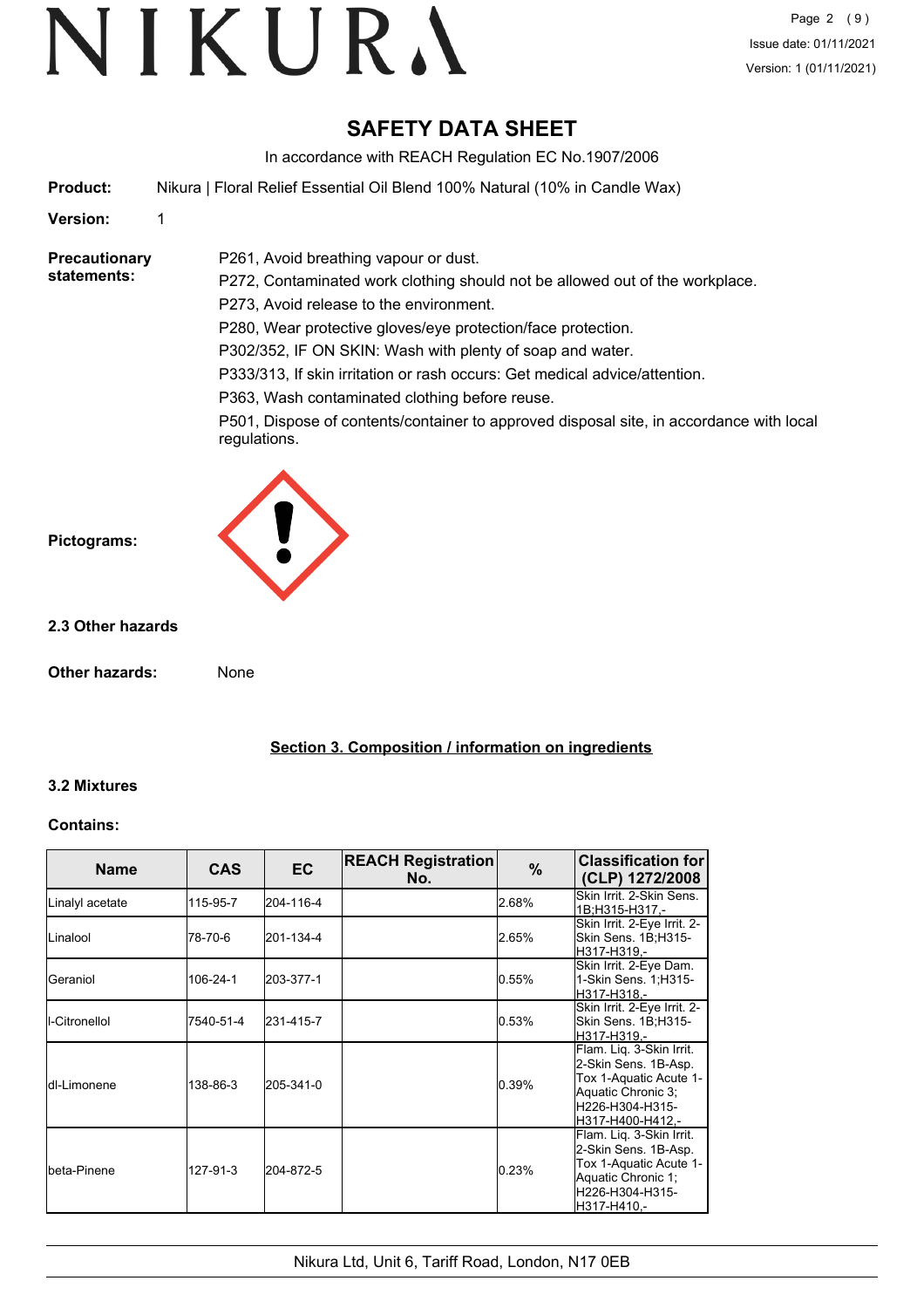# SAFETY DATA SHEET

In accordance with REACH Regulation EC No.1907/2006

**Product:** Nikura | Floral Relief Essential Oil Blend 100% Natural (10% in Candle Wax)

**Version:** 1

**Precautionary statements:**

P261, Avoid breathing vapour or dust.
P272, Contaminated work clothing should not be allowed out of the workplace.
P273, Avoid release to the environment.
P280, Wear protective gloves/eye protection/face protection.
P302/352, IF ON SKIN: Wash with plenty of soap and water.
P333/313, If skin irritation or rash occurs: Get medical advice/attention.
P363, Wash contaminated clothing before reuse.
P501, Dispose of contents/container to approved disposal site, in accordance with local regulations.

**Pictograms:**

### 2.3 Other hazards

**Other hazards:** None

## Section 3. Composition / information on ingredients

### 3.2 Mixtures

**Contains:**

| Name | CAS | EC | REACH Registration No. | % | Classification for (CLP) 1272/2008 |
|---|---|---|---|---|---|
| Linalyl acetate | 115-95-7 | 204-116-4 | | 2.68% | Skin Irrit. 2-Skin Sens. 1B;H315-H317,- |
| Linalool | 78-70-6 | 201-134-4 | | 2.65% | Skin Irrit. 2-Eye Irrit. 2-Skin Sens. 1B;H315-H317-H319,- |
| Geraniol | 106-24-1 | 203-377-1 | | 0.55% | Skin Irrit. 2-Eye Dam. 1-Skin Sens. 1;H315-H317-H318,- |
| l-Citronellol | 7540-51-4 | 231-415-7 | | 0.53% | Skin Irrit. 2-Eye Irrit. 2-Skin Sens. 1B;H315-H317-H319,- |
| dl-Limonene | 138-86-3 | 205-341-0 | | 0.39% | Flam. Liq. 3-Skin Irrit. 2-Skin Sens. 1B-Asp. Tox 1-Aquatic Acute 1-Aquatic Chronic 3;H226-H304-H315-H317-H400-H412,- |
| beta-Pinene | 127-91-3 | 204-872-5 | | 0.23% | Flam. Liq. 3-Skin Irrit. 2-Skin Sens. 1B-Asp. Tox 1-Aquatic Acute 1-Aquatic Chronic 1;H226-H304-H315-H317-H410,- |

Nikura Ltd, Unit 6, Tariff Road, London, N17 0EB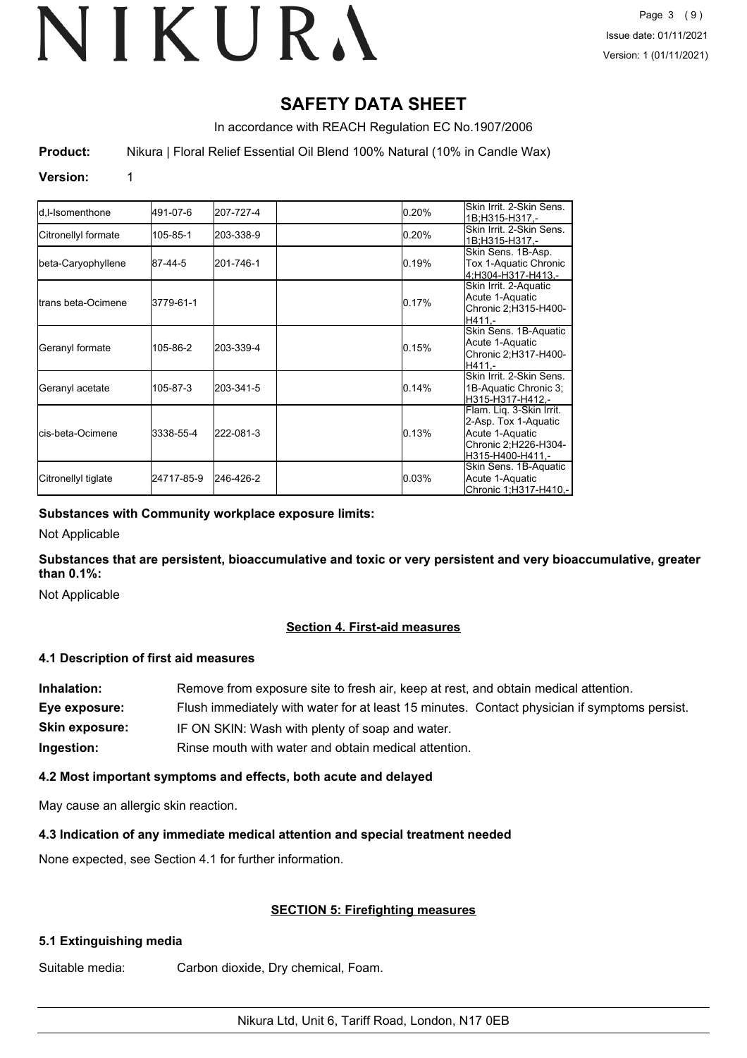# SAFETY DATA SHEET

In accordance with REACH Regulation EC No.1907/2006

**Product:** Nikura | Floral Relief Essential Oil Blend 100% Natural (10% in Candle Wax)

**Version:** 1

| | | | | | |
|---|---|---|---|---|---|
| d,l-Isomenthone | 491-07-6 | 207-727-4 | | 0.20% | Skin Irrit. 2-Skin Sens. 1B;H315-H317,- |
| Citronellyl formate | 105-85-1 | 203-338-9 | | 0.20% | Skin Irrit. 2-Skin Sens. 1B;H315-H317,- |
| beta-Caryophyllene | 87-44-5 | 201-746-1 | | 0.19% | Skin Sens. 1B-Asp. Tox 1-Aquatic Chronic 4;H304-H317-H413,- |
| trans beta-Ocimene | 3779-61-1 | | | 0.17% | Skin Irrit. 2-Aquatic Acute 1-Aquatic Chronic 2;H315-H400-H411,- |
| Geranyl formate | 105-86-2 | 203-339-4 | | 0.15% | Skin Sens. 1B-Aquatic Acute 1-Aquatic Chronic 2;H317-H400-H411,- |
| Geranyl acetate | 105-87-3 | 203-341-5 | | 0.14% | Skin Irrit. 2-Skin Sens. 1B-Aquatic Chronic 3;H315-H317-H412,- |
| cis-beta-Ocimene | 3338-55-4 | 222-081-3 | | 0.13% | Flam. Liq. 3-Skin Irrit. 2-Asp. Tox 1-Aquatic Acute 1-Aquatic Chronic 2;H226-H304-H315-H400-H411,- |
| Citronellyl tiglate | 24717-85-9 | 246-426-2 | | 0.03% | Skin Sens. 1B-Aquatic Acute 1-Aquatic Chronic 1;H317-H410,- |

**Substances with Community workplace exposure limits:**

Not Applicable

**Substances that are persistent, bioaccumulative and toxic or very persistent and very bioaccumulative, greater than 0.1%:**

Not Applicable

## Section 4. First-aid measures

### 4.1 Description of first aid measures

**Inhalation:** Remove from exposure site to fresh air, keep at rest, and obtain medical attention.

**Eye exposure:** Flush immediately with water for at least 15 minutes. Contact physician if symptoms persist.

**Skin exposure:** IF ON SKIN: Wash with plenty of soap and water.

**Ingestion:** Rinse mouth with water and obtain medical attention.

### 4.2 Most important symptoms and effects, both acute and delayed

May cause an allergic skin reaction.

### 4.3 Indication of any immediate medical attention and special treatment needed

None expected, see Section 4.1 for further information.

## SECTION 5: Firefighting measures

### 5.1 Extinguishing media

Suitable media: Carbon dioxide, Dry chemical, Foam.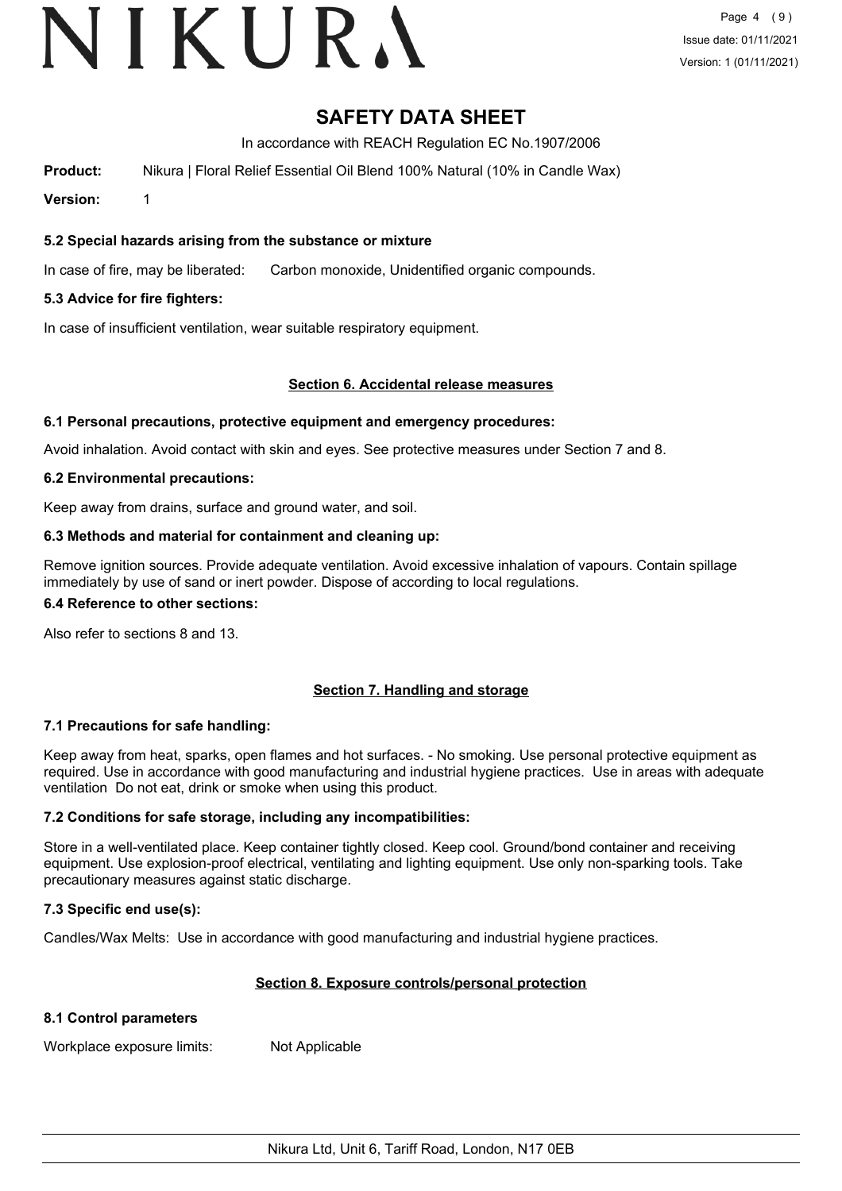**5.2 Special hazards arising from the substance or mixture**

In case of fire, may be liberated: Carbon monoxide, Unidentified organic compounds.

**5.3 Advice for fire fighters:**

In case of insufficient ventilation, wear suitable respiratory equipment.

## Section 6. Accidental release measures

**6.1 Personal precautions, protective equipment and emergency procedures:**

Avoid inhalation. Avoid contact with skin and eyes. See protective measures under Section 7 and 8.

**6.2 Environmental precautions:**

Keep away from drains, surface and ground water, and soil.

**6.3 Methods and material for containment and cleaning up:**

Remove ignition sources. Provide adequate ventilation. Avoid excessive inhalation of vapours. Contain spillage immediately by use of sand or inert powder. Dispose of according to local regulations.

**6.4 Reference to other sections:**

Also refer to sections 8 and 13.

## Section 7. Handling and storage

**7.1 Precautions for safe handling:**

Keep away from heat, sparks, open flames and hot surfaces. - No smoking. Use personal protective equipment as required. Use in accordance with good manufacturing and industrial hygiene practices. Use in areas with adequate ventilation Do not eat, drink or smoke when using this product.

**7.2 Conditions for safe storage, including any incompatibilities:**

Store in a well-ventilated place. Keep container tightly closed. Keep cool. Ground/bond container and receiving equipment. Use explosion-proof electrical, ventilating and lighting equipment. Use only non-sparking tools. Take precautionary measures against static discharge.

**7.3 Specific end use(s):**

Candles/Wax Melts: Use in accordance with good manufacturing and industrial hygiene practices.

## Section 8. Exposure controls/personal protection

**8.1 Control parameters**

Workplace exposure limits: Not Applicable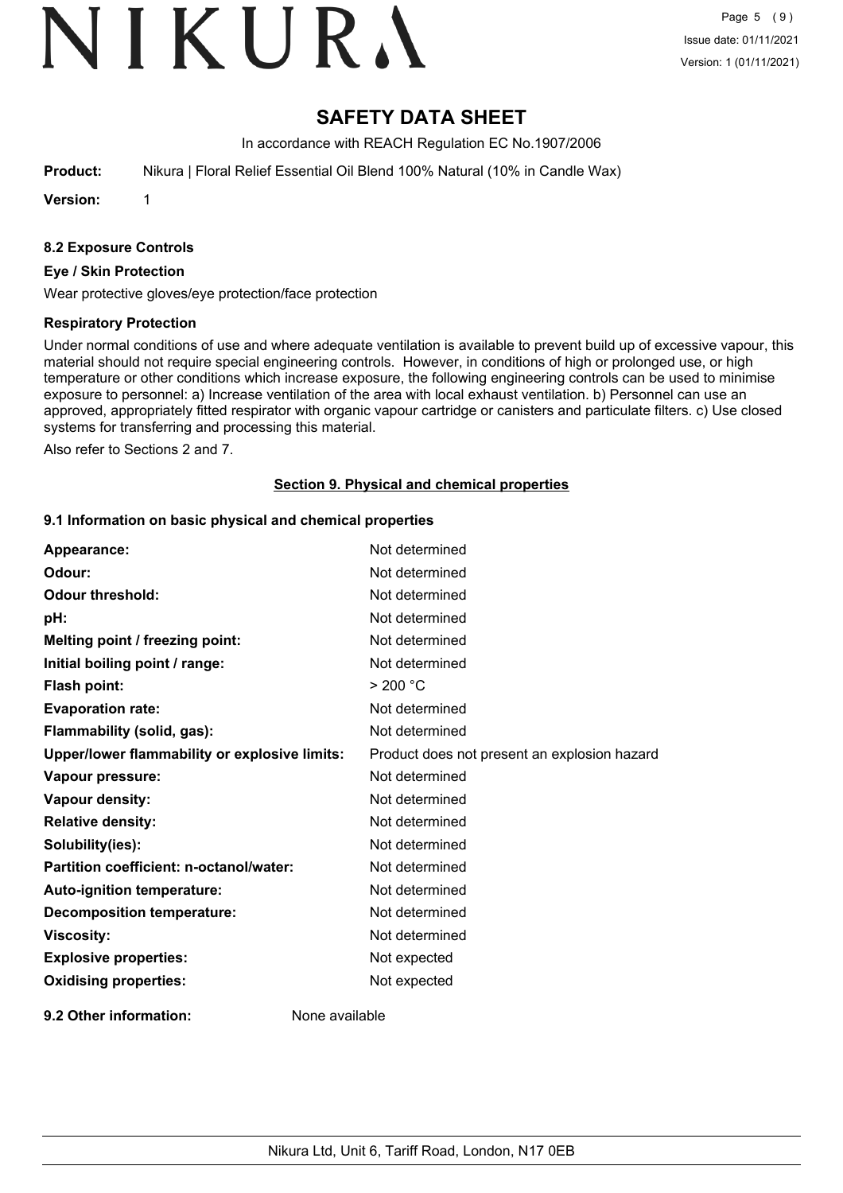# SAFETY DATA SHEET

In accordance with REACH Regulation EC No.1907/2006

**Product:** Nikura | Floral Relief Essential Oil Blend 100% Natural (10% in Candle Wax)

**Version:** 1

### 8.2 Exposure Controls

**Eye / Skin Protection**

Wear protective gloves/eye protection/face protection

**Respiratory Protection**

Under normal conditions of use and where adequate ventilation is available to prevent build up of excessive vapour, this material should not require special engineering controls. However, in conditions of high or prolonged use, or high temperature or other conditions which increase exposure, the following engineering controls can be used to minimise exposure to personnel: a) Increase ventilation of the area with local exhaust ventilation. b) Personnel can use an approved, appropriately fitted respirator with organic vapour cartridge or canisters and particulate filters. c) Use closed systems for transferring and processing this material.

Also refer to Sections 2 and 7.

## Section 9. Physical and chemical properties

### 9.1 Information on basic physical and chemical properties

| | |
|---|---|
| **Appearance:** | Not determined |
| **Odour:** | Not determined |
| **Odour threshold:** | Not determined |
| **pH:** | Not determined |
| **Melting point / freezing point:** | Not determined |
| **Initial boiling point / range:** | Not determined |
| **Flash point:** | > 200 °C |
| **Evaporation rate:** | Not determined |
| **Flammability (solid, gas):** | Not determined |
| **Upper/lower flammability or explosive limits:** | Product does not present an explosion hazard |
| **Vapour pressure:** | Not determined |
| **Vapour density:** | Not determined |
| **Relative density:** | Not determined |
| **Solubility(ies):** | Not determined |
| **Partition coefficient: n-octanol/water:** | Not determined |
| **Auto-ignition temperature:** | Not determined |
| **Decomposition temperature:** | Not determined |
| **Viscosity:** | Not determined |
| **Explosive properties:** | Not expected |
| **Oxidising properties:** | Not expected |

**9.2 Other information:** None available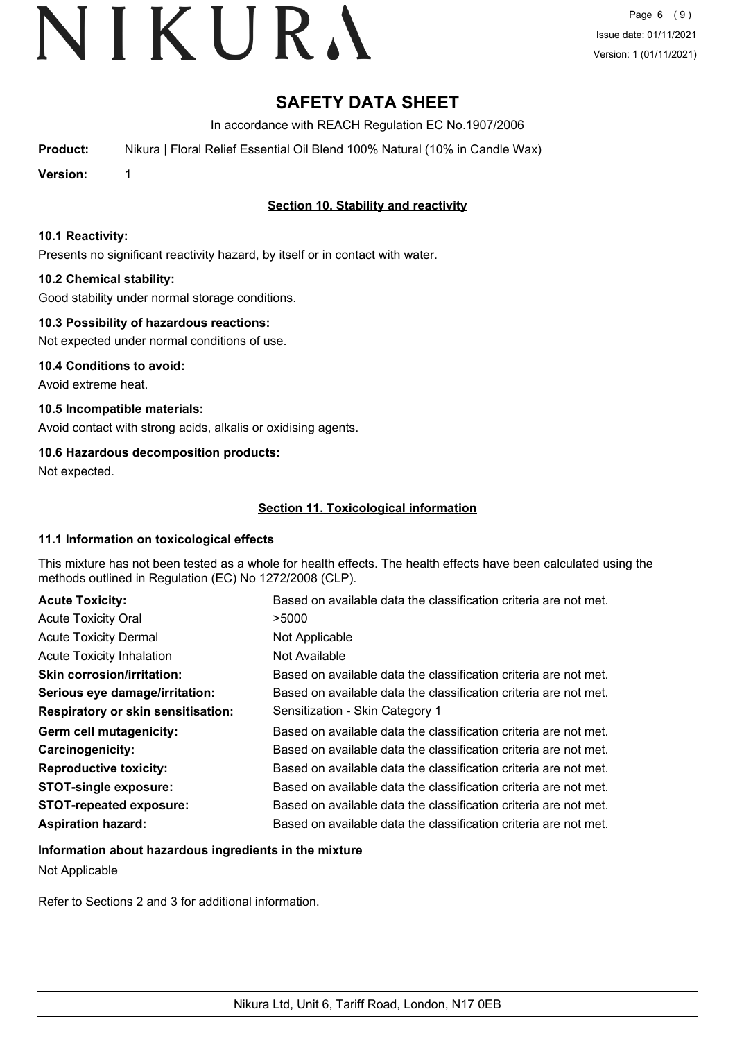# SAFETY DATA SHEET

In accordance with REACH Regulation EC No.1907/2006

**Product:** Nikura | Floral Relief Essential Oil Blend 100% Natural (10% in Candle Wax)

**Version:** 1

## Section 10. Stability and reactivity

### 10.1 Reactivity:

Presents no significant reactivity hazard, by itself or in contact with water.

### 10.2 Chemical stability:

Good stability under normal storage conditions.

### 10.3 Possibility of hazardous reactions:

Not expected under normal conditions of use.

### 10.4 Conditions to avoid:

Avoid extreme heat.

### 10.5 Incompatible materials:

Avoid contact with strong acids, alkalis or oxidising agents.

### 10.6 Hazardous decomposition products:

Not expected.

## Section 11. Toxicological information

### 11.1 Information on toxicological effects

This mixture has not been tested as a whole for health effects. The health effects have been calculated using the methods outlined in Regulation (EC) No 1272/2008 (CLP).

| | |
|---|---|
| **Acute Toxicity:** | Based on available data the classification criteria are not met. |
| Acute Toxicity Oral | >5000 |
| Acute Toxicity Dermal | Not Applicable |
| Acute Toxicity Inhalation | Not Available |
| **Skin corrosion/irritation:** | Based on available data the classification criteria are not met. |
| **Serious eye damage/irritation:** | Based on available data the classification criteria are not met. |
| **Respiratory or skin sensitisation:** | Sensitization - Skin Category 1 |
| **Germ cell mutagenicity:** | Based on available data the classification criteria are not met. |
| **Carcinogenicity:** | Based on available data the classification criteria are not met. |
| **Reproductive toxicity:** | Based on available data the classification criteria are not met. |
| **STOT-single exposure:** | Based on available data the classification criteria are not met. |
| **STOT-repeated exposure:** | Based on available data the classification criteria are not met. |
| **Aspiration hazard:** | Based on available data the classification criteria are not met. |

### Information about hazardous ingredients in the mixture

Not Applicable

Refer to Sections 2 and 3 for additional information.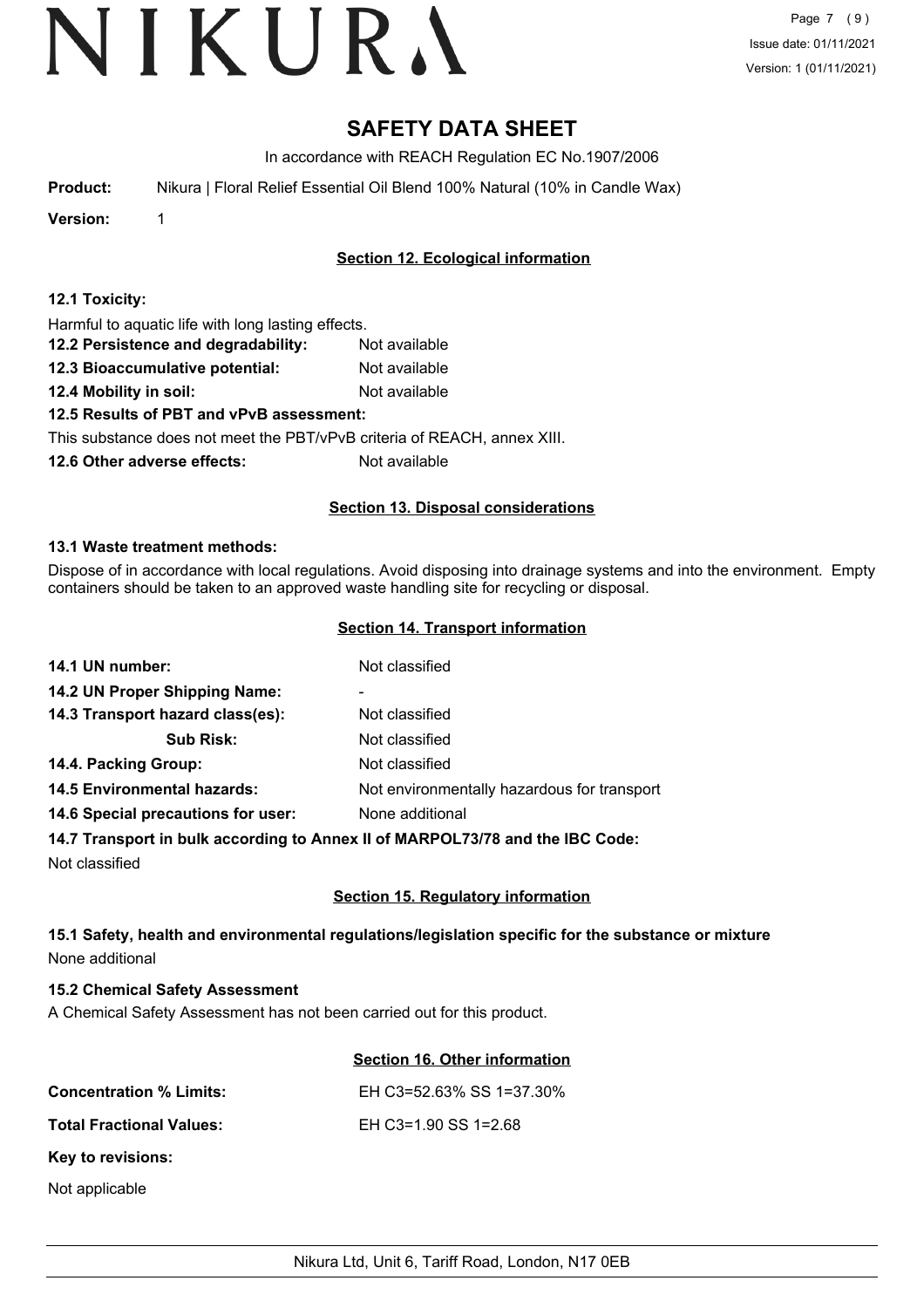# SAFETY DATA SHEET

In accordance with REACH Regulation EC No.1907/2006

**Product:** Nikura | Floral Relief Essential Oil Blend 100% Natural (10% in Candle Wax)

**Version:** 1

## Section 12. Ecological information

**12.1 Toxicity:**

Harmful to aquatic life with long lasting effects.

**12.2 Persistence and degradability:** Not available

**12.3 Bioaccumulative potential:** Not available

**12.4 Mobility in soil:** Not available

**12.5 Results of PBT and vPvB assessment:**

This substance does not meet the PBT/vPvB criteria of REACH, annex XIII.

**12.6 Other adverse effects:** Not available

## Section 13. Disposal considerations

**13.1 Waste treatment methods:**

Dispose of in accordance with local regulations. Avoid disposing into drainage systems and into the environment. Empty containers should be taken to an approved waste handling site for recycling or disposal.

## Section 14. Transport information

| | |
|---|---|
| **14.1 UN number:** | Not classified |
| **14.2 UN Proper Shipping Name:** | - |
| **14.3 Transport hazard class(es):** | Not classified |
| **Sub Risk:** | Not classified |
| **14.4. Packing Group:** | Not classified |
| **14.5 Environmental hazards:** | Not environmentally hazardous for transport |
| **14.6 Special precautions for user:** | None additional |

**14.7 Transport in bulk according to Annex II of MARPOL73/78 and the IBC Code:**

Not classified

## Section 15. Regulatory information

**15.1 Safety, health and environmental regulations/legislation specific for the substance or mixture**

None additional

**15.2 Chemical Safety Assessment**

A Chemical Safety Assessment has not been carried out for this product.

## Section 16. Other information

**Concentration % Limits:** EH C3=52.63% SS 1=37.30%

**Total Fractional Values:** EH C3=1.90 SS 1=2.68

**Key to revisions:**

Not applicable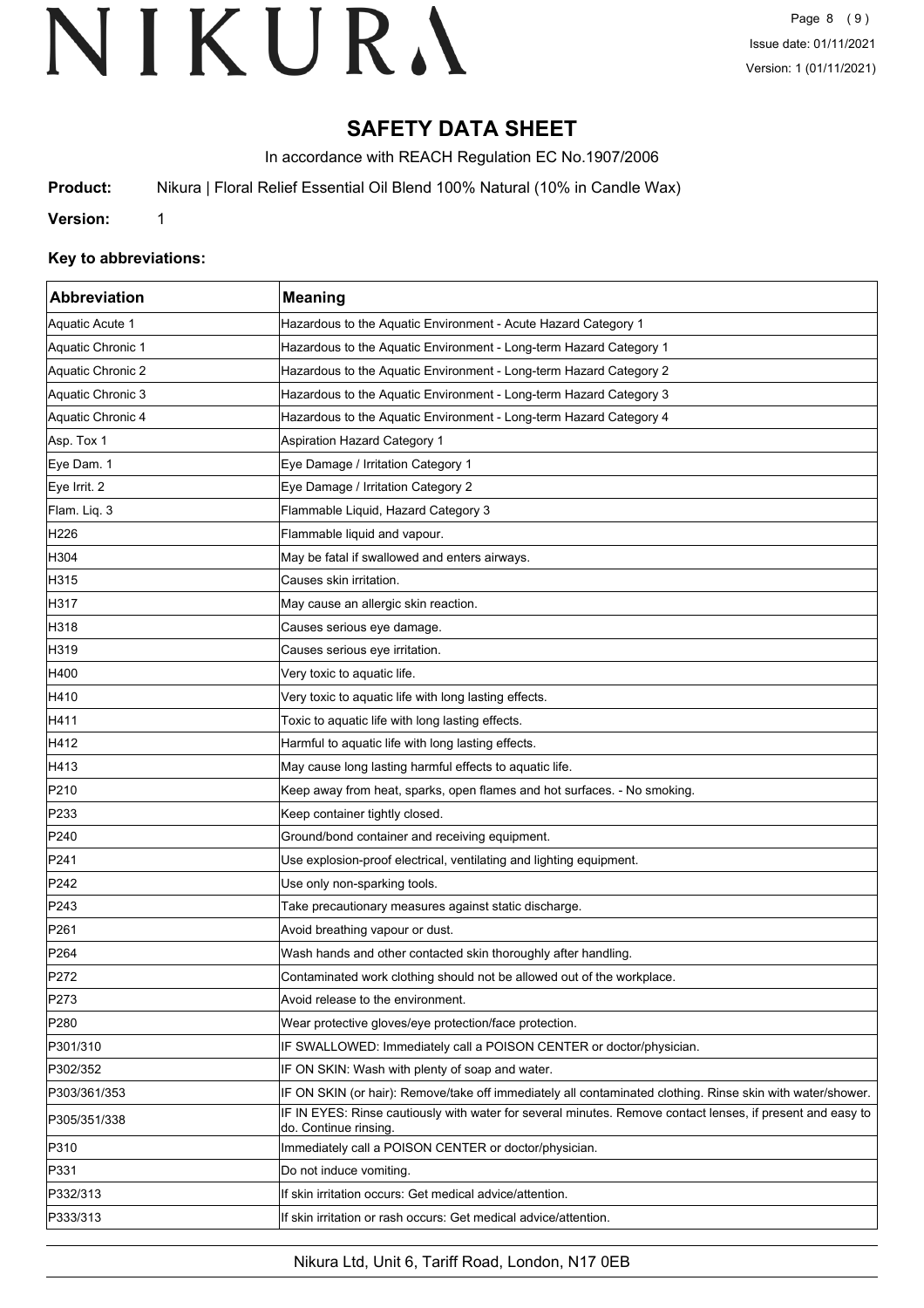# SAFETY DATA SHEET

In accordance with REACH Regulation EC No.1907/2006

**Product:** Nikura | Floral Relief Essential Oil Blend 100% Natural (10% in Candle Wax)

**Version:** 1

### Key to abbreviations:

| Abbreviation | Meaning |
|---|---|
| Aquatic Acute 1 | Hazardous to the Aquatic Environment - Acute Hazard Category 1 |
| Aquatic Chronic 1 | Hazardous to the Aquatic Environment - Long-term Hazard Category 1 |
| Aquatic Chronic 2 | Hazardous to the Aquatic Environment - Long-term Hazard Category 2 |
| Aquatic Chronic 3 | Hazardous to the Aquatic Environment - Long-term Hazard Category 3 |
| Aquatic Chronic 4 | Hazardous to the Aquatic Environment - Long-term Hazard Category 4 |
| Asp. Tox 1 | Aspiration Hazard Category 1 |
| Eye Dam. 1 | Eye Damage / Irritation Category 1 |
| Eye Irrit. 2 | Eye Damage / Irritation Category 2 |
| Flam. Liq. 3 | Flammable Liquid, Hazard Category 3 |
| H226 | Flammable liquid and vapour. |
| H304 | May be fatal if swallowed and enters airways. |
| H315 | Causes skin irritation. |
| H317 | May cause an allergic skin reaction. |
| H318 | Causes serious eye damage. |
| H319 | Causes serious eye irritation. |
| H400 | Very toxic to aquatic life. |
| H410 | Very toxic to aquatic life with long lasting effects. |
| H411 | Toxic to aquatic life with long lasting effects. |
| H412 | Harmful to aquatic life with long lasting effects. |
| H413 | May cause long lasting harmful effects to aquatic life. |
| P210 | Keep away from heat, sparks, open flames and hot surfaces. - No smoking. |
| P233 | Keep container tightly closed. |
| P240 | Ground/bond container and receiving equipment. |
| P241 | Use explosion-proof electrical, ventilating and lighting equipment. |
| P242 | Use only non-sparking tools. |
| P243 | Take precautionary measures against static discharge. |
| P261 | Avoid breathing vapour or dust. |
| P264 | Wash hands and other contacted skin thoroughly after handling. |
| P272 | Contaminated work clothing should not be allowed out of the workplace. |
| P273 | Avoid release to the environment. |
| P280 | Wear protective gloves/eye protection/face protection. |
| P301/310 | IF SWALLOWED: Immediately call a POISON CENTER or doctor/physician. |
| P302/352 | IF ON SKIN: Wash with plenty of soap and water. |
| P303/361/353 | IF ON SKIN (or hair): Remove/take off immediately all contaminated clothing. Rinse skin with water/shower. |
| P305/351/338 | IF IN EYES: Rinse cautiously with water for several minutes. Remove contact lenses, if present and easy to do. Continue rinsing. |
| P310 | Immediately call a POISON CENTER or doctor/physician. |
| P331 | Do not induce vomiting. |
| P332/313 | If skin irritation occurs: Get medical advice/attention. |
| P333/313 | If skin irritation or rash occurs: Get medical advice/attention. |

Nikura Ltd, Unit 6, Tariff Road, London, N17 0EB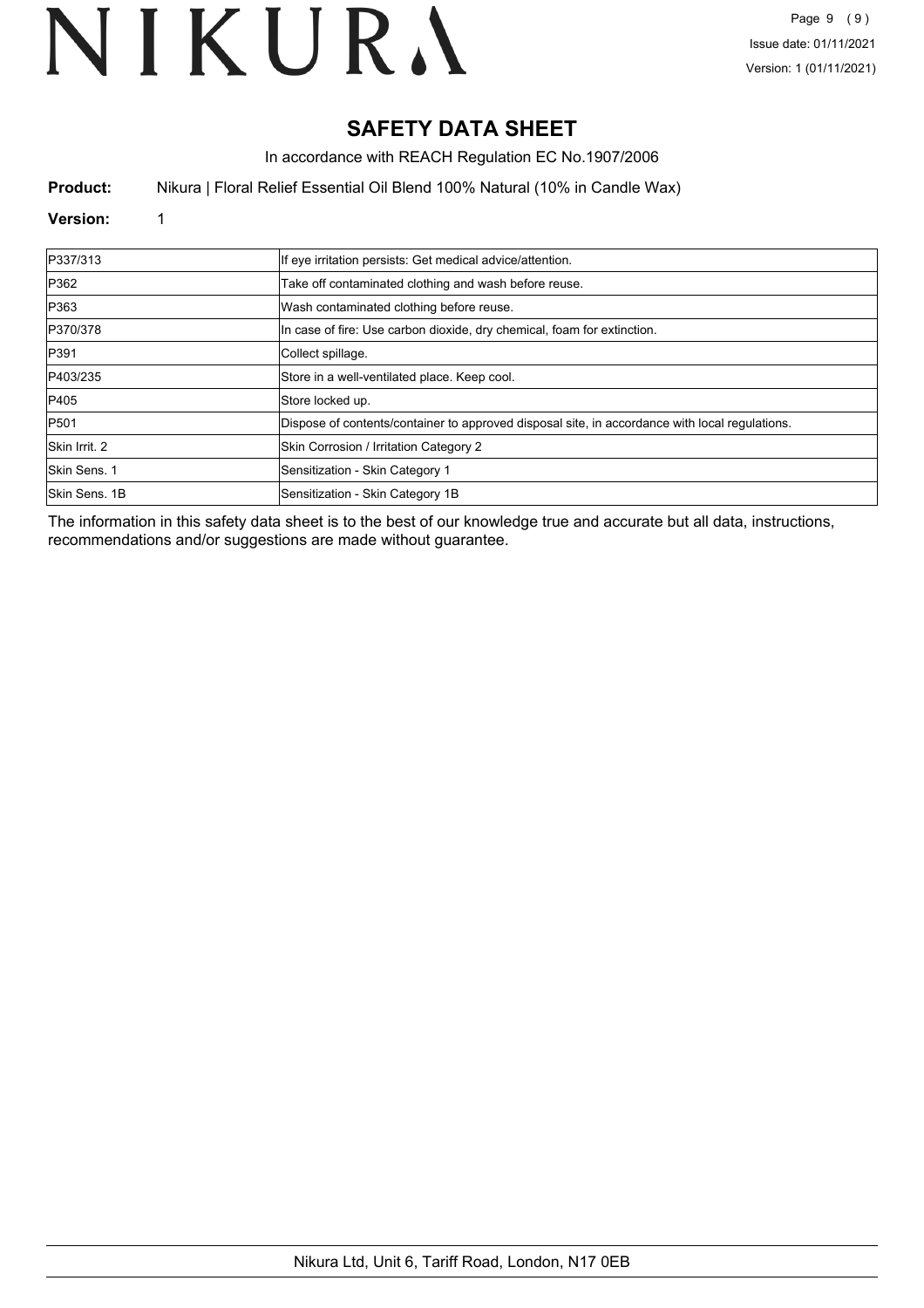# SAFETY DATA SHEET

In accordance with REACH Regulation EC No.1907/2006

**Product:** Nikura | Floral Relief Essential Oil Blend 100% Natural (10% in Candle Wax)

**Version:** 1

| | |
|---|---|
| P337/313 | If eye irritation persists: Get medical advice/attention. |
| P362 | Take off contaminated clothing and wash before reuse. |
| P363 | Wash contaminated clothing before reuse. |
| P370/378 | In case of fire: Use carbon dioxide, dry chemical, foam for extinction. |
| P391 | Collect spillage. |
| P403/235 | Store in a well-ventilated place. Keep cool. |
| P405 | Store locked up. |
| P501 | Dispose of contents/container to approved disposal site, in accordance with local regulations. |
| Skin Irrit. 2 | Skin Corrosion / Irritation Category 2 |
| Skin Sens. 1 | Sensitization - Skin Category 1 |
| Skin Sens. 1B | Sensitization - Skin Category 1B |

The information in this safety data sheet is to the best of our knowledge true and accurate but all data, instructions, recommendations and/or suggestions are made without guarantee.

Nikura Ltd, Unit 6, Tariff Road, London, N17 0EB